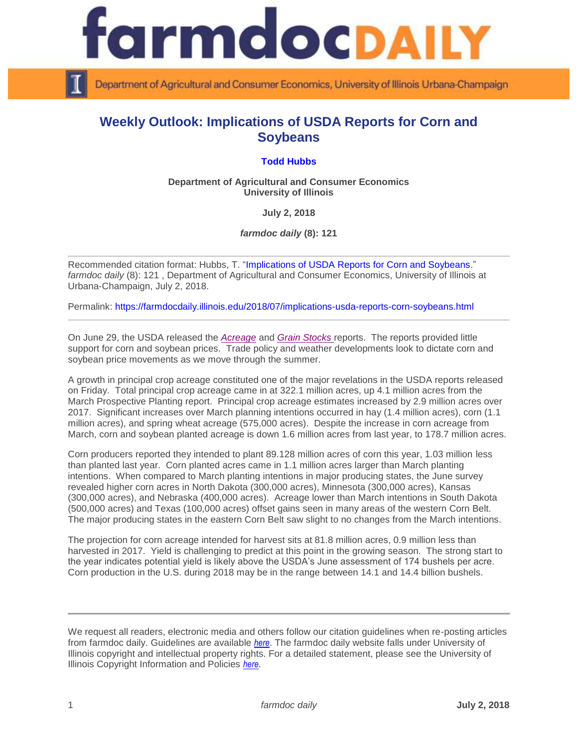# farmdoc DAILY

Department of Agricultural and Consumer Economics, University of Illinois Urbana-Champaign

## Weekly Outlook: Implications of USDA Reports for Corn and Soybeans

**Todd Hubbs**

**Department of Agricultural and Consumer Economics**
**University of Illinois**

**July 2, 2018**

***farmdoc daily* (8): 121**

---

Recommended citation format: Hubbs, T. "Implications of USDA Reports for Corn and Soybeans." *farmdoc daily* (8): 121 , Department of Agricultural and Consumer Economics, University of Illinois at Urbana-Champaign, July 2, 2018.

Permalink: https://farmdocdaily.illinois.edu/2018/07/implications-usda-reports-corn-soybeans.html

---

On June 29, the USDA released the *Acreage* and *Grain Stocks* reports. The reports provided little support for corn and soybean prices. Trade policy and weather developments look to dictate corn and soybean price movements as we move through the summer.

A growth in principal crop acreage constituted one of the major revelations in the USDA reports released on Friday. Total principal crop acreage came in at 322.1 million acres, up 4.1 million acres from the March Prospective Planting report. Principal crop acreage estimates increased by 2.9 million acres over 2017. Significant increases over March planning intentions occurred in hay (1.4 million acres), corn (1.1 million acres), and spring wheat acreage (575,000 acres). Despite the increase in corn acreage from March, corn and soybean planted acreage is down 1.6 million acres from last year, to 178.7 million acres.

Corn producers reported they intended to plant 89.128 million acres of corn this year, 1.03 million less than planted last year. Corn planted acres came in 1.1 million acres larger than March planting intentions. When compared to March planting intentions in major producing states, the June survey revealed higher corn acres in North Dakota (300,000 acres), Minnesota (300,000 acres), Kansas (300,000 acres), and Nebraska (400,000 acres). Acreage lower than March intentions in South Dakota (500,000 acres) and Texas (100,000 acres) offset gains seen in many areas of the western Corn Belt. The major producing states in the eastern Corn Belt saw slight to no changes from the March intentions.

The projection for corn acreage intended for harvest sits at 81.8 million acres, 0.9 million less than harvested in 2017. Yield is challenging to predict at this point in the growing season. The strong start to the year indicates potential yield is likely above the USDA's June assessment of 174 bushels per acre. Corn production in the U.S. during 2018 may be in the range between 14.1 and 14.4 billion bushels.

---

We request all readers, electronic media and others follow our citation guidelines when re-posting articles from farmdoc daily. Guidelines are available *here*. The farmdoc daily website falls under University of Illinois copyright and intellectual property rights. For a detailed statement, please see the University of Illinois Copyright Information and Policies *here*.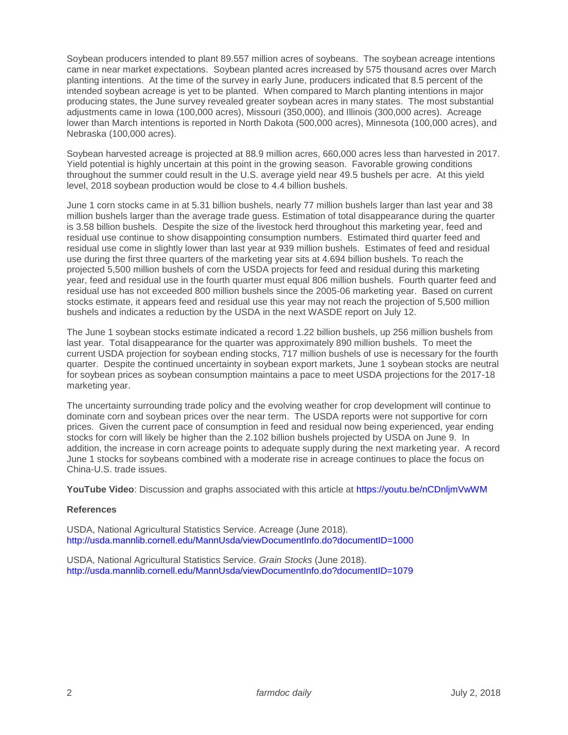Soybean producers intended to plant 89.557 million acres of soybeans. The soybean acreage intentions came in near market expectations. Soybean planted acres increased by 575 thousand acres over March planting intentions. At the time of the survey in early June, producers indicated that 8.5 percent of the intended soybean acreage is yet to be planted. When compared to March planting intentions in major producing states, the June survey revealed greater soybean acres in many states. The most substantial adjustments came in Iowa (100,000 acres), Missouri (350,000), and Illinois (300,000 acres). Acreage lower than March intentions is reported in North Dakota (500,000 acres), Minnesota (100,000 acres), and Nebraska (100,000 acres).

Soybean harvested acreage is projected at 88.9 million acres, 660,000 acres less than harvested in 2017. Yield potential is highly uncertain at this point in the growing season. Favorable growing conditions throughout the summer could result in the U.S. average yield near 49.5 bushels per acre. At this yield level, 2018 soybean production would be close to 4.4 billion bushels.

June 1 corn stocks came in at 5.31 billion bushels, nearly 77 million bushels larger than last year and 38 million bushels larger than the average trade guess. Estimation of total disappearance during the quarter is 3.58 billion bushels. Despite the size of the livestock herd throughout this marketing year, feed and residual use continue to show disappointing consumption numbers. Estimated third quarter feed and residual use come in slightly lower than last year at 939 million bushels. Estimates of feed and residual use during the first three quarters of the marketing year sits at 4.694 billion bushels. To reach the projected 5,500 million bushels of corn the USDA projects for feed and residual during this marketing year, feed and residual use in the fourth quarter must equal 806 million bushels. Fourth quarter feed and residual use has not exceeded 800 million bushels since the 2005-06 marketing year. Based on current stocks estimate, it appears feed and residual use this year may not reach the projection of 5,500 million bushels and indicates a reduction by the USDA in the next WASDE report on July 12.

The June 1 soybean stocks estimate indicated a record 1.22 billion bushels, up 256 million bushels from last year. Total disappearance for the quarter was approximately 890 million bushels. To meet the current USDA projection for soybean ending stocks, 717 million bushels of use is necessary for the fourth quarter. Despite the continued uncertainty in soybean export markets, June 1 soybean stocks are neutral for soybean prices as soybean consumption maintains a pace to meet USDA projections for the 2017-18 marketing year.

The uncertainty surrounding trade policy and the evolving weather for crop development will continue to dominate corn and soybean prices over the near term. The USDA reports were not supportive for corn prices. Given the current pace of consumption in feed and residual now being experienced, year ending stocks for corn will likely be higher than the 2.102 billion bushels projected by USDA on June 9. In addition, the increase in corn acreage points to adequate supply during the next marketing year. A record June 1 stocks for soybeans combined with a moderate rise in acreage continues to place the focus on China-U.S. trade issues.

**YouTube Video**: Discussion and graphs associated with this article at https://youtu.be/nCDnljmVwWM

**References**

USDA, National Agricultural Statistics Service. Acreage (June 2018). http://usda.mannlib.cornell.edu/MannUsda/viewDocumentInfo.do?documentID=1000

USDA, National Agricultural Statistics Service. *Grain Stocks* (June 2018). http://usda.mannlib.cornell.edu/MannUsda/viewDocumentInfo.do?documentID=1079